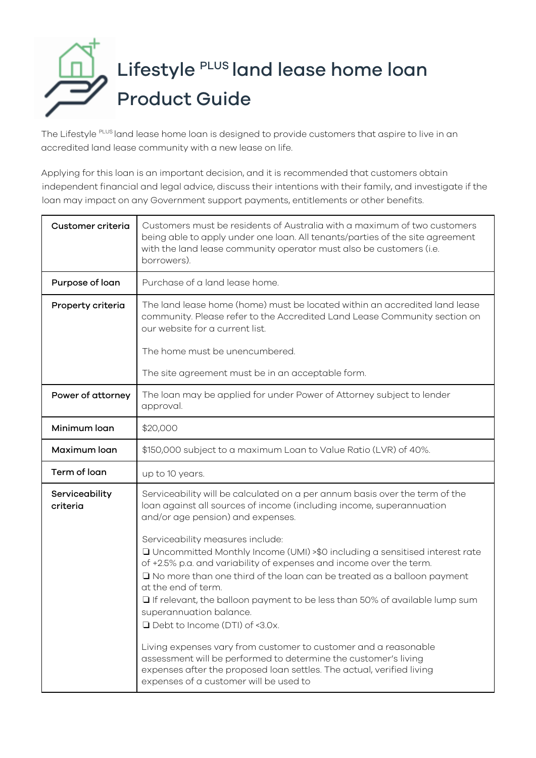# Lifestyle PLUS land lease home loan Product Guide

The Lifestyle PLUS land lease home loan is designed to provide customers that aspire to live in an accredited land lease community with a new lease on life.

Applying for this loan is an important decision, and it is recommended that customers obtain independent financial and legal advice, discuss their intentions with their family, and investigate if the loan may impact on any Government support payments, entitlements or other benefits.

| | |
|---|---|
| **Customer criteria** | Customers must be residents of Australia with a maximum of two customers being able to apply under one loan. All tenants/parties of the site agreement with the land lease community operator must also be customers (i.e. borrowers). |
| **Purpose of loan** | Purchase of a land lease home. |
| **Property criteria** | The land lease home (home) must be located within an accredited land lease community. Please refer to the Accredited Land Lease Community section on our website for a current list.<br><br>The home must be unencumbered.<br><br>The site agreement must be in an acceptable form. |
| **Power of attorney** | The loan may be applied for under Power of Attorney subject to lender approval. |
| **Minimum loan** | $20,000 |
| **Maximum loan** | $150,000 subject to a maximum Loan to Value Ratio (LVR) of 40%. |
| **Term of loan** | up to 10 years. |
| **Serviceability criteria** | Serviceability will be calculated on a per annum basis over the term of the loan against all sources of income (including income, superannuation and/or age pension) and expenses.<br><br>Serviceability measures include:<br>❑ Uncommitted Monthly Income (UMI) >$0 including a sensitised interest rate of +2.5% p.a. and variability of expenses and income over the term.<br>❑ No more than one third of the loan can be treated as a balloon payment at the end of term.<br>❑ If relevant, the balloon payment to be less than 50% of available lump sum superannuation balance.<br>❑ Debt to Income (DTI) of <3.0x.<br><br>Living expenses vary from customer to customer and a reasonable assessment will be performed to determine the customer's living expenses after the proposed loan settles. The actual, verified living expenses of a customer will be used to |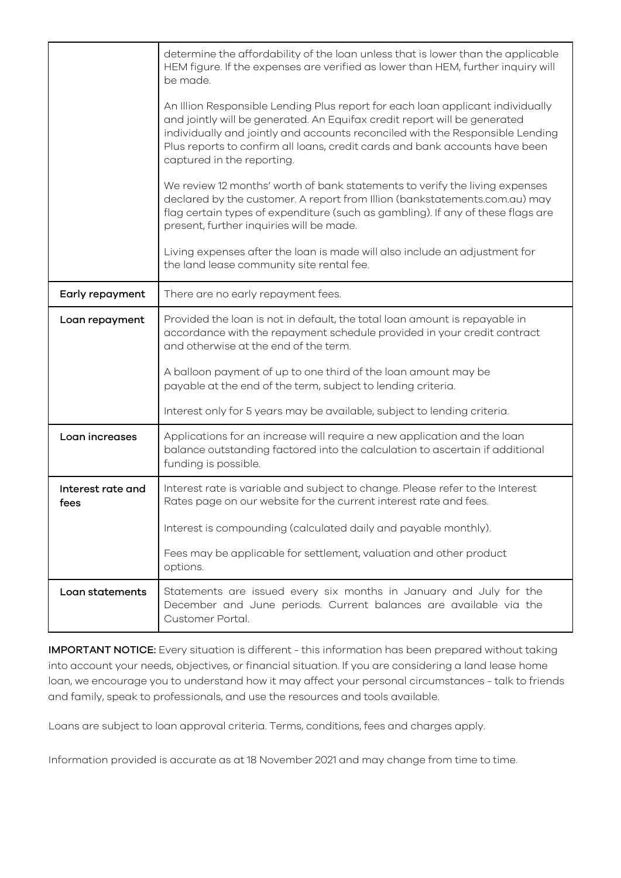| | |
|---|---|
| | determine the affordability of the loan unless that is lower than the applicable HEM figure. If the expenses are verified as lower than HEM, further inquiry will be made.<br><br>An Illion Responsible Lending Plus report for each loan applicant individually and jointly will be generated. An Equifax credit report will be generated individually and jointly and accounts reconciled with the Responsible Lending Plus reports to confirm all loans, credit cards and bank accounts have been captured in the reporting.<br><br>We review 12 months' worth of bank statements to verify the living expenses declared by the customer. A report from Illion (bankstatements.com.au) may flag certain types of expenditure (such as gambling). If any of these flags are present, further inquiries will be made.<br><br>Living expenses after the loan is made will also include an adjustment for the land lease community site rental fee. |
| **Early repayment** | There are no early repayment fees. |
| **Loan repayment** | Provided the loan is not in default, the total loan amount is repayable in accordance with the repayment schedule provided in your credit contract and otherwise at the end of the term.<br><br>A balloon payment of up to one third of the loan amount may be payable at the end of the term, subject to lending criteria.<br><br>Interest only for 5 years may be available, subject to lending criteria. |
| **Loan increases** | Applications for an increase will require a new application and the loan balance outstanding factored into the calculation to ascertain if additional funding is possible. |
| **Interest rate and fees** | Interest rate is variable and subject to change. Please refer to the Interest Rates page on our website for the current interest rate and fees.<br><br>Interest is compounding (calculated daily and payable monthly).<br><br>Fees may be applicable for settlement, valuation and other product options. |
| **Loan statements** | Statements are issued every six months in January and July for the December and June periods. Current balances are available via the Customer Portal. |

**IMPORTANT NOTICE:** Every situation is different - this information has been prepared without taking into account your needs, objectives, or financial situation. If you are considering a land lease home loan, we encourage you to understand how it may affect your personal circumstances - talk to friends and family, speak to professionals, and use the resources and tools available.

Loans are subject to loan approval criteria. Terms, conditions, fees and charges apply.

Information provided is accurate as at 18 November 2021 and may change from time to time.